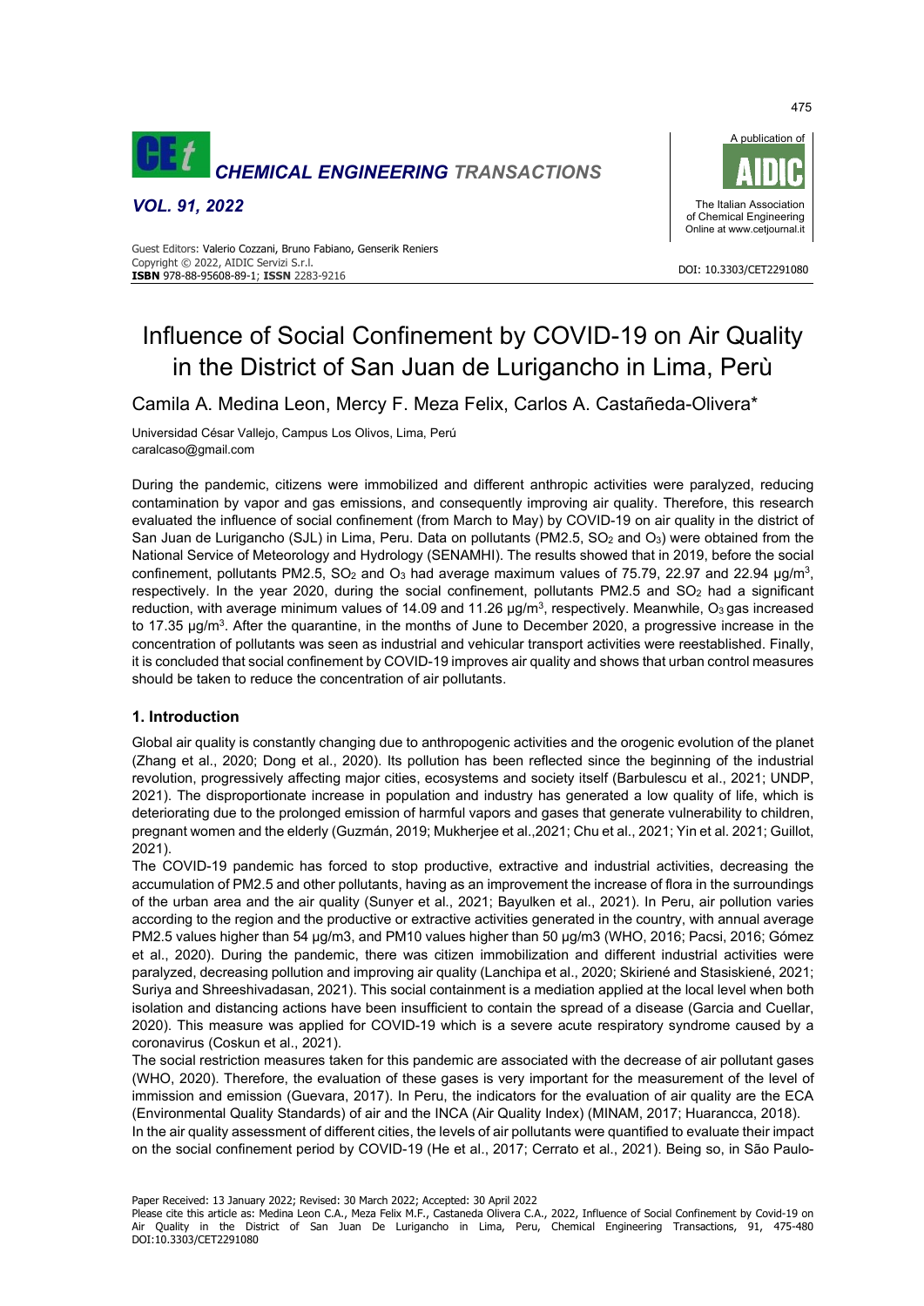# Influence of Social Confinement by COVID-19 on Air Quality in the District of San Juan de Lurigancho in Lima, Perù

Camila A. Medina Leon, Mercy F. Meza Felix, Carlos A. Castañeda-Olivera*

Universidad César Vallejo, Campus Los Olivos, Lima, Perú
caralcaso@gmail.com

During the pandemic, citizens were immobilized and different anthropic activities were paralyzed, reducing contamination by vapor and gas emissions, and consequently improving air quality. Therefore, this research evaluated the influence of social confinement (from March to May) by COVID-19 on air quality in the district of San Juan de Lurigancho (SJL) in Lima, Peru. Data on pollutants (PM2.5, $SO_2$ and $O_3$) were obtained from the National Service of Meteorology and Hydrology (SENAMHI). The results showed that in 2019, before the social confinement, pollutants PM2.5, $SO_2$ and $O_3$ had average maximum values of 75.79, 22.97 and 22.94 µg/m$^3$, respectively. In the year 2020, during the social confinement, pollutants PM2.5 and $SO_2$ had a significant reduction, with average minimum values of 14.09 and 11.26 µg/m$^3$, respectively. Meanwhile, $O_3$ gas increased to 17.35 µg/m$^3$. After the quarantine, in the months of June to December 2020, a progressive increase in the concentration of pollutants was seen as industrial and vehicular transport activities were reestablished. Finally, it is concluded that social confinement by COVID-19 improves air quality and shows that urban control measures should be taken to reduce the concentration of air pollutants.

## 1. Introduction

Global air quality is constantly changing due to anthropogenic activities and the orogenic evolution of the planet (Zhang et al., 2020; Dong et al., 2020). Its pollution has been reflected since the beginning of the industrial revolution, progressively affecting major cities, ecosystems and society itself (Barbulescu et al., 2021; UNDP, 2021). The disproportionate increase in population and industry has generated a low quality of life, which is deteriorating due to the prolonged emission of harmful vapors and gases that generate vulnerability to children, pregnant women and the elderly (Guzmán, 2019; Mukherjee et al.,2021; Chu et al., 2021; Yin et al. 2021; Guillot, 2021).

The COVID-19 pandemic has forced to stop productive, extractive and industrial activities, decreasing the accumulation of PM2.5 and other pollutants, having as an improvement the increase of flora in the surroundings of the urban area and the air quality (Sunyer et al., 2021; Bayulken et al., 2021). In Peru, air pollution varies according to the region and the productive or extractive activities generated in the country, with annual average PM2.5 values higher than 54 µg/m3, and PM10 values higher than 50 µg/m3 (WHO, 2016; Pacsi, 2016; Gómez et al., 2020). During the pandemic, there was citizen immobilization and different industrial activities were paralyzed, decreasing pollution and improving air quality (Lanchipa et al., 2020; Skiriené and Stasiskiené, 2021; Suriya and Shreeshivadasan, 2021). This social containment is a mediation applied at the local level when both isolation and distancing actions have been insufficient to contain the spread of a disease (Garcia and Cuellar, 2020). This measure was applied for COVID-19 which is a severe acute respiratory syndrome caused by a coronavirus (Coskun et al., 2021).

The social restriction measures taken for this pandemic are associated with the decrease of air pollutant gases (WHO, 2020). Therefore, the evaluation of these gases is very important for the measurement of the level of immission and emission (Guevara, 2017). In Peru, the indicators for the evaluation of air quality are the ECA (Environmental Quality Standards) of air and the INCA (Air Quality Index) (MINAM, 2017; Huarancca, 2018).

In the air quality assessment of different cities, the levels of air pollutants were quantified to evaluate their impact on the social confinement period by COVID-19 (He et al., 2017; Cerrato et al., 2021). Being so, in São Paulo-

Paper Received: 13 January 2022; Revised: 30 March 2022; Accepted: 30 April 2022

Please cite this article as: Medina Leon C.A., Meza Felix M.F., Castaneda Olivera C.A., 2022, Influence of Social Confinement by Covid-19 on Air Quality in the District of San Juan De Lurigancho in Lima, Peru, Chemical Engineering Transactions, 91, 475-480 DOI:10.3303/CET2291080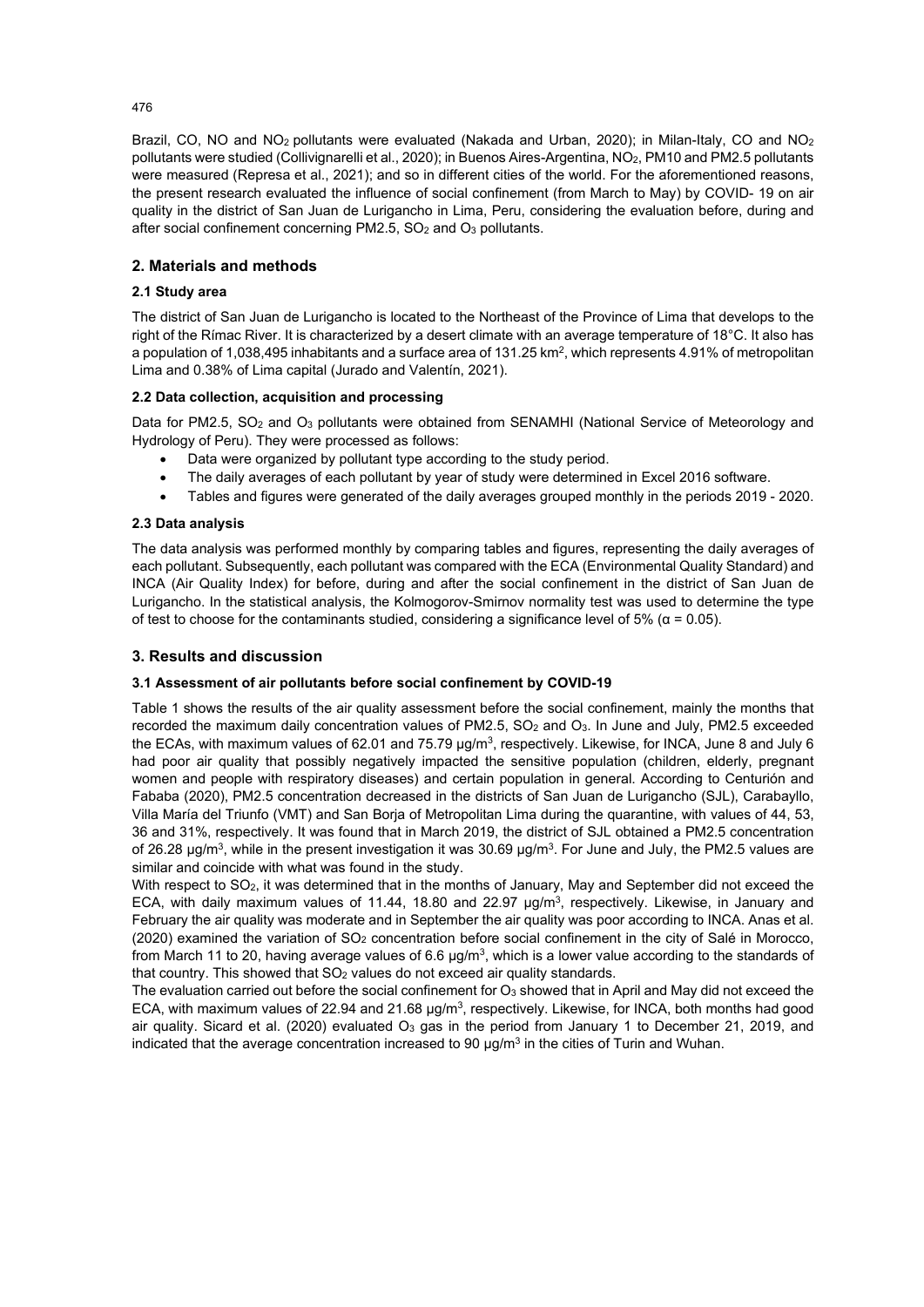Brazil, CO, NO and $NO_2$ pollutants were evaluated (Nakada and Urban, 2020); in Milan-Italy, CO and $NO_2$ pollutants were studied (Collivignarelli et al., 2020); in Buenos Aires-Argentina, $NO_2$, PM10 and PM2.5 pollutants were measured (Represa et al., 2021); and so in different cities of the world. For the aforementioned reasons, the present research evaluated the influence of social confinement (from March to May) by COVID- 19 on air quality in the district of San Juan de Lurigancho in Lima, Peru, considering the evaluation before, during and after social confinement concerning PM2.5, $SO_2$ and $O_3$ pollutants.

## 2. Materials and methods

### 2.1 Study area

The district of San Juan de Lurigancho is located to the Northeast of the Province of Lima that develops to the right of the Rímac River. It is characterized by a desert climate with an average temperature of 18°C. It also has a population of 1,038,495 inhabitants and a surface area of 131.25 $km^2$, which represents 4.91% of metropolitan Lima and 0.38% of Lima capital (Jurado and Valentín, 2021).

### 2.2 Data collection, acquisition and processing

Data for PM2.5, $SO_2$ and $O_3$ pollutants were obtained from SENAMHI (National Service of Meteorology and Hydrology of Peru). They were processed as follows:

- Data were organized by pollutant type according to the study period.
- The daily averages of each pollutant by year of study were determined in Excel 2016 software.
- Tables and figures were generated of the daily averages grouped monthly in the periods 2019 - 2020.

### 2.3 Data analysis

The data analysis was performed monthly by comparing tables and figures, representing the daily averages of each pollutant. Subsequently, each pollutant was compared with the ECA (Environmental Quality Standard) and INCA (Air Quality Index) for before, during and after the social confinement in the district of San Juan de Lurigancho. In the statistical analysis, the Kolmogorov-Smirnov normality test was used to determine the type of test to choose for the contaminants studied, considering a significance level of 5% ($\alpha = 0.05$).

## 3. Results and discussion

### 3.1 Assessment of air pollutants before social confinement by COVID-19

Table 1 shows the results of the air quality assessment before the social confinement, mainly the months that recorded the maximum daily concentration values of PM2.5, $SO_2$ and $O_3$. In June and July, PM2.5 exceeded the ECAs, with maximum values of 62.01 and 75.79 $\mu g/m^3$, respectively. Likewise, for INCA, June 8 and July 6 had poor air quality that possibly negatively impacted the sensitive population (children, elderly, pregnant women and people with respiratory diseases) and certain population in general. According to Centurión and Fababa (2020), PM2.5 concentration decreased in the districts of San Juan de Lurigancho (SJL), Carabayllo, Villa María del Triunfo (VMT) and San Borja of Metropolitan Lima during the quarantine, with values of 44, 53, 36 and 31%, respectively. It was found that in March 2019, the district of SJL obtained a PM2.5 concentration of 26.28 $\mu g/m^3$, while in the present investigation it was 30.69 $\mu g/m^3$. For June and July, the PM2.5 values are similar and coincide with what was found in the study.

With respect to $SO_2$, it was determined that in the months of January, May and September did not exceed the ECA, with daily maximum values of 11.44, 18.80 and 22.97 $\mu g/m^3$, respectively. Likewise, in January and February the air quality was moderate and in September the air quality was poor according to INCA. Anas et al. (2020) examined the variation of $SO_2$ concentration before social confinement in the city of Salé in Morocco, from March 11 to 20, having average values of 6.6 $\mu g/m^3$, which is a lower value according to the standards of that country. This showed that $SO_2$ values do not exceed air quality standards.

The evaluation carried out before the social confinement for $O_3$ showed that in April and May did not exceed the ECA, with maximum values of 22.94 and 21.68 $\mu g/m^3$, respectively. Likewise, for INCA, both months had good air quality. Sicard et al. (2020) evaluated $O_3$ gas in the period from January 1 to December 21, 2019, and indicated that the average concentration increased to 90 $\mu g/m^3$ in the cities of Turin and Wuhan.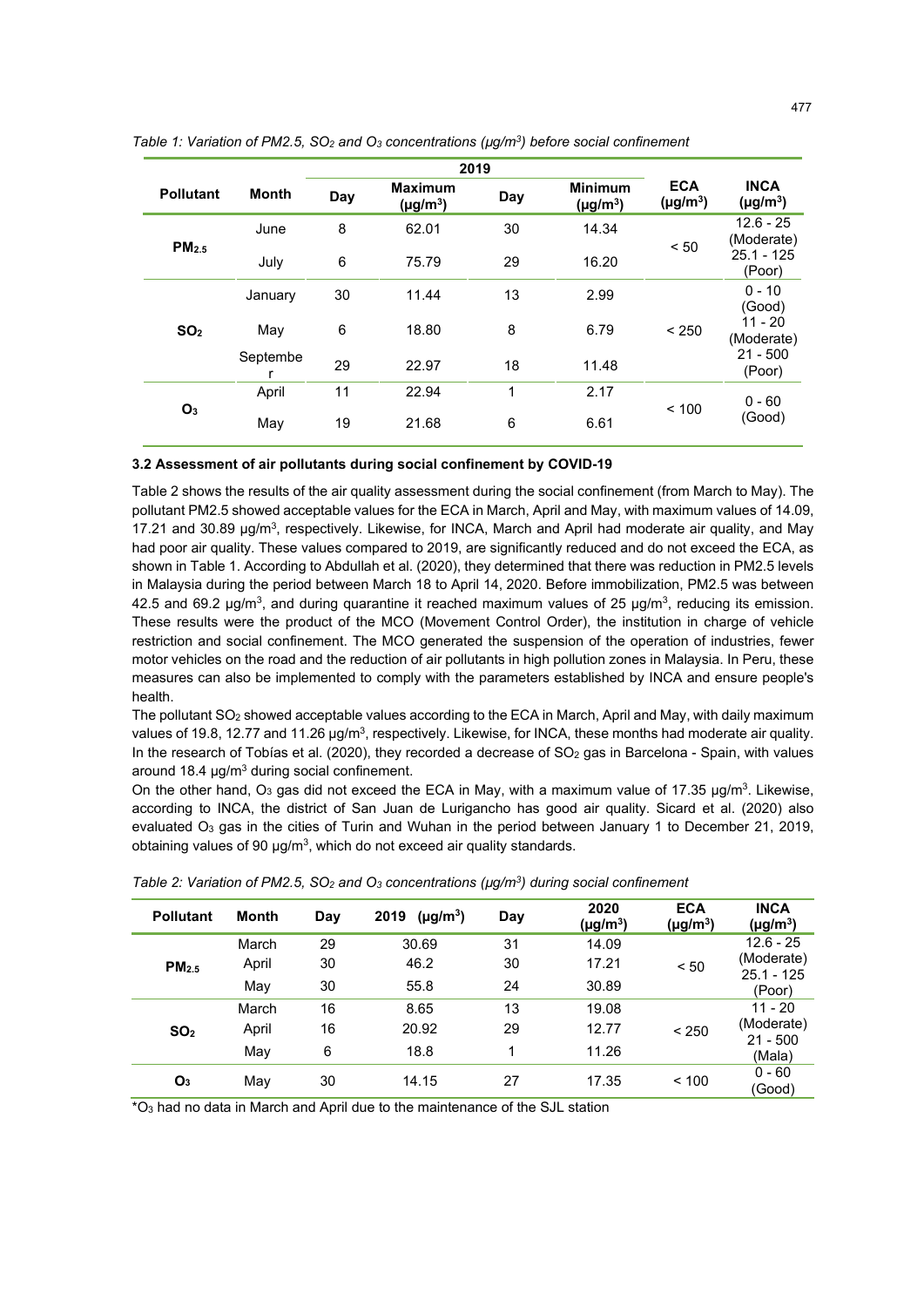*Table 1: Variation of PM2.5, $SO_2$ and $O_3$ concentrations (μg/m³) before social confinement*

| Pollutant | Month | 2019 | | | | ECA (μg/m³) | INCA (μg/m³) |
|---|---|---|---|---|---|---|---|
| | | Day | Maximum (μg/m³) | Day | Minimum (μg/m³) | | |
| $PM_{2.5}$ | June | 8 | 62.01 | 30 | 14.34 | < 50 | 12.6 - 25 (Moderate) 25.1 - 125 (Poor) |
| | July | 6 | 75.79 | 29 | 16.20 | | |
| $SO_2$ | January | 30 | 11.44 | 13 | 2.99 | < 250 | 0 - 10 (Good) 11 - 20 (Moderate) 21 - 500 (Poor) |
| | May | 6 | 18.80 | 8 | 6.79 | | |
| | September | 29 | 22.97 | 18 | 11.48 | | |
| $O_3$ | April | 11 | 22.94 | 1 | 2.17 | < 100 | 0 - 60 (Good) |
| | May | 19 | 21.68 | 6 | 6.61 | | |

### 3.2 Assessment of air pollutants during social confinement by COVID-19

Table 2 shows the results of the air quality assessment during the social confinement (from March to May). The pollutant PM2.5 showed acceptable values for the ECA in March, April and May, with maximum values of 14.09, 17.21 and 30.89 μg/m³, respectively. Likewise, for INCA, March and April had moderate air quality, and May had poor air quality. These values compared to 2019, are significantly reduced and do not exceed the ECA, as shown in Table 1. According to Abdullah et al. (2020), they determined that there was reduction in PM2.5 levels in Malaysia during the period between March 18 to April 14, 2020. Before immobilization, PM2.5 was between 42.5 and 69.2 μg/m³, and during quarantine it reached maximum values of 25 μg/m³, reducing its emission. These results were the product of the MCO (Movement Control Order), the institution in charge of vehicle restriction and social confinement. The MCO generated the suspension of the operation of industries, fewer motor vehicles on the road and the reduction of air pollutants in high pollution zones in Malaysia. In Peru, these measures can also be implemented to comply with the parameters established by INCA and ensure people's health.

The pollutant $SO_2$ showed acceptable values according to the ECA in March, April and May, with daily maximum values of 19.8, 12.77 and 11.26 μg/m³, respectively. Likewise, for INCA, these months had moderate air quality. In the research of Tobías et al. (2020), they recorded a decrease of $SO_2$ gas in Barcelona - Spain, with values around 18.4 μg/m³ during social confinement.

On the other hand, $O_3$ gas did not exceed the ECA in May, with a maximum value of 17.35 μg/m³. Likewise, according to INCA, the district of San Juan de Lurigancho has good air quality. Sicard et al. (2020) also evaluated $O_3$ gas in the cities of Turin and Wuhan in the period between January 1 to December 21, 2019, obtaining values of 90 μg/m³, which do not exceed air quality standards.

*Table 2: Variation of PM2.5, $SO_2$ and $O_3$ concentrations (μg/m³) during social confinement*

| Pollutant | Month | Day | 2019 (μg/m³) | Day | 2020 (μg/m³) | ECA (μg/m³) | INCA (μg/m³) |
|---|---|---|---|---|---|---|---|
| $PM_{2.5}$ | March | 29 | 30.69 | 31 | 14.09 | < 50 | 12.6 - 25 (Moderate) 25.1 - 125 (Poor) |
| | April | 30 | 46.2 | 30 | 17.21 | | |
| | May | 30 | 55.8 | 24 | 30.89 | | |
| $SO_2$ | March | 16 | 8.65 | 13 | 19.08 | < 250 | 11 - 20 (Moderate) 21 - 500 (Mala) |
| | April | 16 | 20.92 | 29 | 12.77 | | |
| | May | 6 | 18.8 | 1 | 11.26 | | |
| $O_3$ | May | 30 | 14.15 | 27 | 17.35 | < 100 | 0 - 60 (Good) |

*$O_3$ had no data in March and April due to the maintenance of the SJL station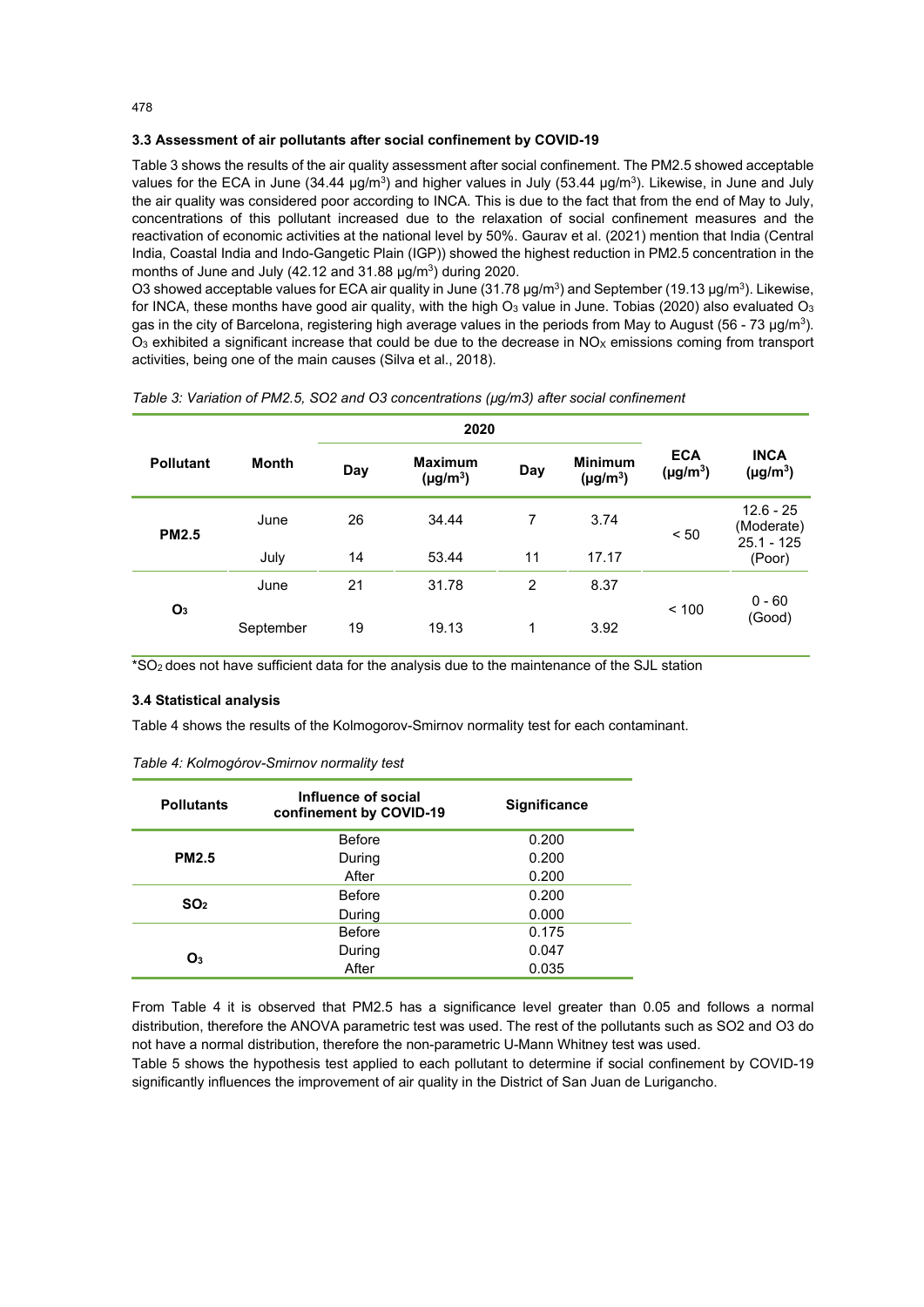### 3.3 Assessment of air pollutants after social confinement by COVID-19

Table 3 shows the results of the air quality assessment after social confinement. The PM2.5 showed acceptable values for the ECA in June (34.44 μg/m$^3$) and higher values in July (53.44 μg/m$^3$). Likewise, in June and July the air quality was considered poor according to INCA. This is due to the fact that from the end of May to July, concentrations of this pollutant increased due to the relaxation of social confinement measures and the reactivation of economic activities at the national level by 50%. Gaurav et al. (2021) mention that India (Central India, Coastal India and Indo-Gangetic Plain (IGP)) showed the highest reduction in PM2.5 concentration in the months of June and July (42.12 and 31.88 μg/m$^3$) during 2020.

O3 showed acceptable values for ECA air quality in June (31.78 μg/m$^3$) and September (19.13 μg/m$^3$). Likewise, for INCA, these months have good air quality, with the high $O_3$ value in June. Tobias (2020) also evaluated $O_3$ gas in the city of Barcelona, registering high average values in the periods from May to August (56 - 73 μg/m$^3$). $O_3$ exhibited a significant increase that could be due to the decrease in $NO_X$ emissions coming from transport activities, being one of the main causes (Silva et al., 2018).

*Table 3: Variation of PM2.5, SO2 and O3 concentrations (μg/m3) after social confinement*

| Pollutant | Month | 2020 | | | | ECA (μg/m$^3$) | INCA (μg/m$^3$) |
|---|---|---|---|---|---|---|---|
| | | Day | Maximum (μg/m$^3$) | Day | Minimum (μg/m$^3$) | | |
| PM2.5 | June | 26 | 34.44 | 7 | 3.74 | < 50 | 12.6 - 25 (Moderate) 25.1 - 125 (Poor) |
| | July | 14 | 53.44 | 11 | 17.17 | | |
| $O_3$ | June | 21 | 31.78 | 2 | 8.37 | < 100 | 0 - 60 (Good) |
| | September | 19 | 19.13 | 1 | 3.92 | | |

*$SO_2$ does not have sufficient data for the analysis due to the maintenance of the SJL station

### 3.4 Statistical analysis

Table 4 shows the results of the Kolmogorov-Smirnov normality test for each contaminant.

*Table 4: Kolmogórov-Smirnov normality test*

| Pollutants | Influence of social confinement by COVID-19 | Significance |
|---|---|---|
| PM2.5 | Before | 0.200 |
| | During | 0.200 |
| | After | 0.200 |
| $SO_2$ | Before | 0.200 |
| | During | 0.000 |
| $O_3$ | Before | 0.175 |
| | During | 0.047 |
| | After | 0.035 |

From Table 4 it is observed that PM2.5 has a significance level greater than 0.05 and follows a normal distribution, therefore the ANOVA parametric test was used. The rest of the pollutants such as SO2 and O3 do not have a normal distribution, therefore the non-parametric U-Mann Whitney test was used.

Table 5 shows the hypothesis test applied to each pollutant to determine if social confinement by COVID-19 significantly influences the improvement of air quality in the District of San Juan de Lurigancho.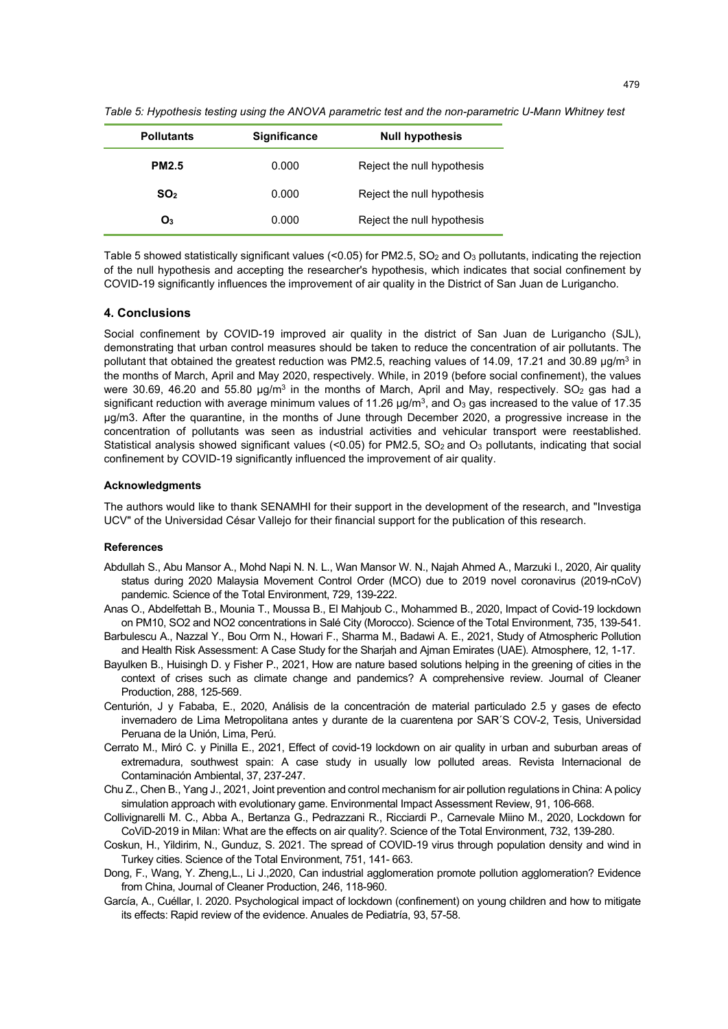*Table 5: Hypothesis testing using the ANOVA parametric test and the non-parametric U-Mann Whitney test*

| Pollutants | Significance | Null hypothesis |
| --- | --- | --- |
| **PM2.5** | 0.000 | Reject the null hypothesis |
| **$SO_2$** | 0.000 | Reject the null hypothesis |
| **$O_3$** | 0.000 | Reject the null hypothesis |

Table 5 showed statistically significant values (<0.05) for PM2.5, $SO_2$ and $O_3$ pollutants, indicating the rejection of the null hypothesis and accepting the researcher's hypothesis, which indicates that social confinement by COVID-19 significantly influences the improvement of air quality in the District of San Juan de Lurigancho.

## 4. Conclusions

Social confinement by COVID-19 improved air quality in the district of San Juan de Lurigancho (SJL), demonstrating that urban control measures should be taken to reduce the concentration of air pollutants. The pollutant that obtained the greatest reduction was PM2.5, reaching values of 14.09, 17.21 and 30.89 µg/m$^3$ in the months of March, April and May 2020, respectively. While, in 2019 (before social confinement), the values were 30.69, 46.20 and 55.80 µg/m$^3$ in the months of March, April and May, respectively. $SO_2$ gas had a significant reduction with average minimum values of 11.26 µg/m$^3$, and $O_3$ gas increased to the value of 17.35 µg/m3. After the quarantine, in the months of June through December 2020, a progressive increase in the concentration of pollutants was seen as industrial activities and vehicular transport were reestablished. Statistical analysis showed significant values (<0.05) for PM2.5, $SO_2$ and $O_3$ pollutants, indicating that social confinement by COVID-19 significantly influenced the improvement of air quality.

### Acknowledgments

The authors would like to thank SENAMHI for their support in the development of the research, and "Investiga UCV" of the Universidad César Vallejo for their financial support for the publication of this research.

### References

Abdullah S., Abu Mansor A., Mohd Napi N. N. L., Wan Mansor W. N., Najah Ahmed A., Marzuki I., 2020, Air quality status during 2020 Malaysia Movement Control Order (MCO) due to 2019 novel coronavirus (2019-nCoV) pandemic. Science of the Total Environment, 729, 139-222.

Anas O., Abdelfettah B., Mounia T., Moussa B., El Mahjoub C., Mohammed B., 2020, Impact of Covid-19 lockdown on PM10, SO2 and NO2 concentrations in Salé City (Morocco). Science of the Total Environment, 735, 139-541.

Barbulescu A., Nazzal Y., Bou Orm N., Howari F., Sharma M., Badawi A. E., 2021, Study of Atmospheric Pollution and Health Risk Assessment: A Case Study for the Sharjah and Ajman Emirates (UAE). Atmosphere, 12, 1-17.

Bayulken B., Huisingh D. y Fisher P., 2021, How are nature based solutions helping in the greening of cities in the context of crises such as climate change and pandemics? A comprehensive review. Journal of Cleaner Production, 288, 125-569.

Centurión, J y Fababa, E., 2020, Análisis de la concentración de material particulado 2.5 y gases de efecto invernadero de Lima Metropolitana antes y durante de la cuarentena por SAR´S COV-2, Tesis, Universidad Peruana de la Unión, Lima, Perú.

Cerrato M., Miró C. y Pinilla E., 2021, Effect of covid-19 lockdown on air quality in urban and suburban areas of extremadura, southwest spain: A case study in usually low polluted areas. Revista Internacional de Contaminación Ambiental, 37, 237-247.

Chu Z., Chen B., Yang J., 2021, Joint prevention and control mechanism for air pollution regulations in China: A policy simulation approach with evolutionary game. Environmental Impact Assessment Review, 91, 106-668.

Collivignarelli M. C., Abba A., Bertanza G., Pedrazzani R., Ricciardi P., Carnevale Miino M., 2020, Lockdown for CoViD-2019 in Milan: What are the effects on air quality?. Science of the Total Environment, 732, 139-280.

Coskun, H., Yildirim, N., Gunduz, S. 2021. The spread of COVID-19 virus through population density and wind in Turkey cities. Science of the Total Environment, 751, 141- 663.

Dong, F., Wang, Y. Zheng,L., Li J.,2020, Can industrial agglomeration promote pollution agglomeration? Evidence from China, Journal of Cleaner Production, 246, 118-960.

García, A., Cuéllar, I. 2020. Psychological impact of lockdown (confinement) on young children and how to mitigate its effects: Rapid review of the evidence. Anuales de Pediatría, 93, 57-58.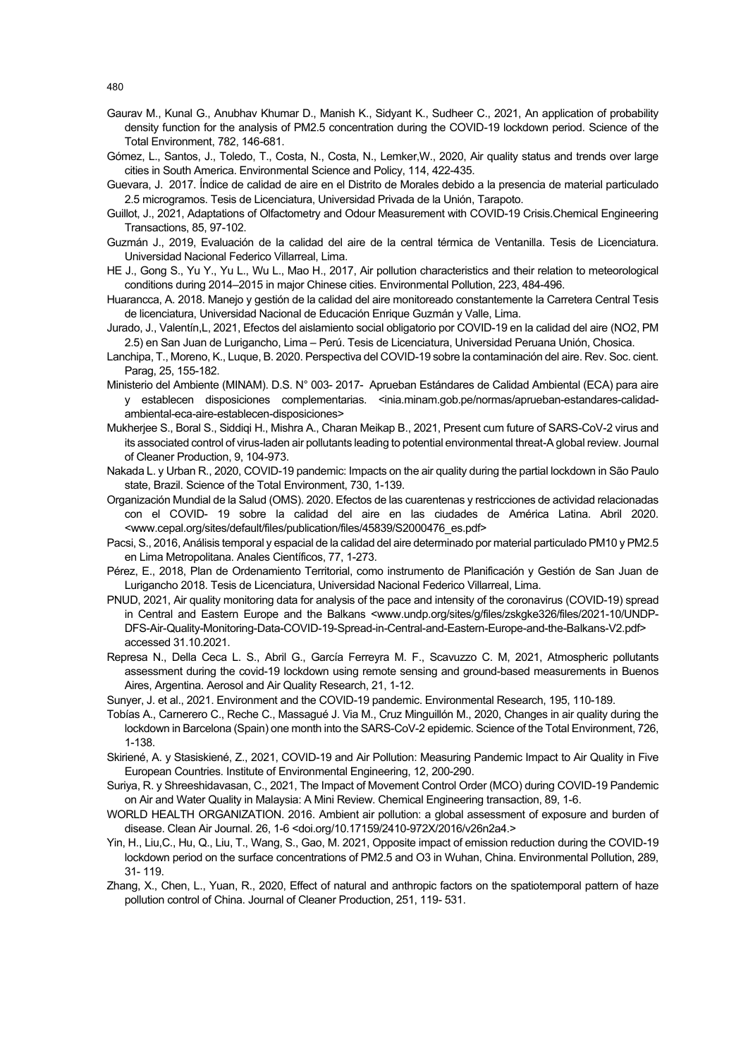Gaurav M., Kunal G., Anubhav Khumar D., Manish K., Sidyant K., Sudheer C., 2021, An application of probability density function for the analysis of PM2.5 concentration during the COVID-19 lockdown period. Science of the Total Environment, 782, 146-681.

Gómez, L., Santos, J., Toledo, T., Costa, N., Costa, N., Lemker,W., 2020, Air quality status and trends over large cities in South America. Environmental Science and Policy, 114, 422-435.

Guevara, J. 2017. Índice de calidad de aire en el Distrito de Morales debido a la presencia de material particulado 2.5 microgramos. Tesis de Licenciatura, Universidad Privada de la Unión, Tarapoto.

Guillot, J., 2021, Adaptations of Olfactometry and Odour Measurement with COVID-19 Crisis.Chemical Engineering Transactions, 85, 97-102.

Guzmán J., 2019, Evaluación de la calidad del aire de la central térmica de Ventanilla. Tesis de Licenciatura. Universidad Nacional Federico Villarreal, Lima.

HE J., Gong S., Yu Y., Yu L., Wu L., Mao H., 2017, Air pollution characteristics and their relation to meteorological conditions during 2014–2015 in major Chinese cities. Environmental Pollution, 223, 484-496.

Huarancca, A. 2018. Manejo y gestión de la calidad del aire monitoreado constantemente la Carretera Central Tesis de licenciatura, Universidad Nacional de Educación Enrique Guzmán y Valle, Lima.

Jurado, J., Valentín,L, 2021, Efectos del aislamiento social obligatorio por COVID-19 en la calidad del aire (NO2, PM 2.5) en San Juan de Lurigancho, Lima – Perú. Tesis de Licenciatura, Universidad Peruana Unión, Chosica.

Lanchipa, T., Moreno, K., Luque, B. 2020. Perspectiva del COVID-19 sobre la contaminación del aire. Rev. Soc. cient. Parag, 25, 155-182.

Ministerio del Ambiente (MINAM). D.S. N° 003- 2017- Aprueban Estándares de Calidad Ambiental (ECA) para aire y establecen disposiciones complementarias. <inia.minam.gob.pe/normas/aprueban-estandares-calidad-ambiental-eca-aire-establecen-disposiciones>

Mukherjee S., Boral S., Siddiqi H., Mishra A., Charan Meikap B., 2021, Present cum future of SARS-CoV-2 virus and its associated control of virus-laden air pollutants leading to potential environmental threat-A global review. Journal of Cleaner Production, 9, 104-973.

Nakada L. y Urban R., 2020, COVID-19 pandemic: Impacts on the air quality during the partial lockdown in São Paulo state, Brazil. Science of the Total Environment, 730, 1-139.

Organización Mundial de la Salud (OMS). 2020. Efectos de las cuarentenas y restricciones de actividad relacionadas con el COVID- 19 sobre la calidad del aire en las ciudades de América Latina. Abril 2020. <www.cepal.org/sites/default/files/publication/files/45839/S2000476_es.pdf>

Pacsi, S., 2016, Análisis temporal y espacial de la calidad del aire determinado por material particulado PM10 y PM2.5 en Lima Metropolitana. Anales Científicos, 77, 1-273.

Pérez, E., 2018, Plan de Ordenamiento Territorial, como instrumento de Planificación y Gestión de San Juan de Lurigancho 2018. Tesis de Licenciatura, Universidad Nacional Federico Villarreal, Lima.

PNUD, 2021, Air quality monitoring data for analysis of the pace and intensity of the coronavirus (COVID-19) spread in Central and Eastern Europe and the Balkans <www.undp.org/sites/g/files/zskgke326/files/2021-10/UNDP-DFS-Air-Quality-Monitoring-Data-COVID-19-Spread-in-Central-and-Eastern-Europe-and-the-Balkans-V2.pdf> accessed 31.10.2021.

Represa N., Della Ceca L. S., Abril G., García Ferreyra M. F., Scavuzzo C. M, 2021, Atmospheric pollutants assessment during the covid-19 lockdown using remote sensing and ground-based measurements in Buenos Aires, Argentina. Aerosol and Air Quality Research, 21, 1-12.

Sunyer, J. et al., 2021. Environment and the COVID-19 pandemic. Environmental Research, 195, 110-189.

Tobías A., Carnerero C., Reche C., Massagué J. Via M., Cruz Minguillón M., 2020, Changes in air quality during the lockdown in Barcelona (Spain) one month into the SARS-CoV-2 epidemic. Science of the Total Environment, 726, 1-138.

Skiriené, A. y Stasiskiené, Z., 2021, COVID-19 and Air Pollution: Measuring Pandemic Impact to Air Quality in Five European Countries. Institute of Environmental Engineering, 12, 200-290.

Suriya, R. y Shreeshidavasan, C., 2021, The Impact of Movement Control Order (MCO) during COVID-19 Pandemic on Air and Water Quality in Malaysia: A Mini Review. Chemical Engineering transaction, 89, 1-6.

WORLD HEALTH ORGANIZATION. 2016. Ambient air pollution: a global assessment of exposure and burden of disease. Clean Air Journal. 26, 1-6 <doi.org/10.17159/2410-972X/2016/v26n2a4.>

Yin, H., Liu,C., Hu, Q., Liu, T., Wang, S., Gao, M. 2021, Opposite impact of emission reduction during the COVID-19 lockdown period on the surface concentrations of PM2.5 and O3 in Wuhan, China. Environmental Pollution, 289, 31- 119.

Zhang, X., Chen, L., Yuan, R., 2020, Effect of natural and anthropic factors on the spatiotemporal pattern of haze pollution control of China. Journal of Cleaner Production, 251, 119- 531.